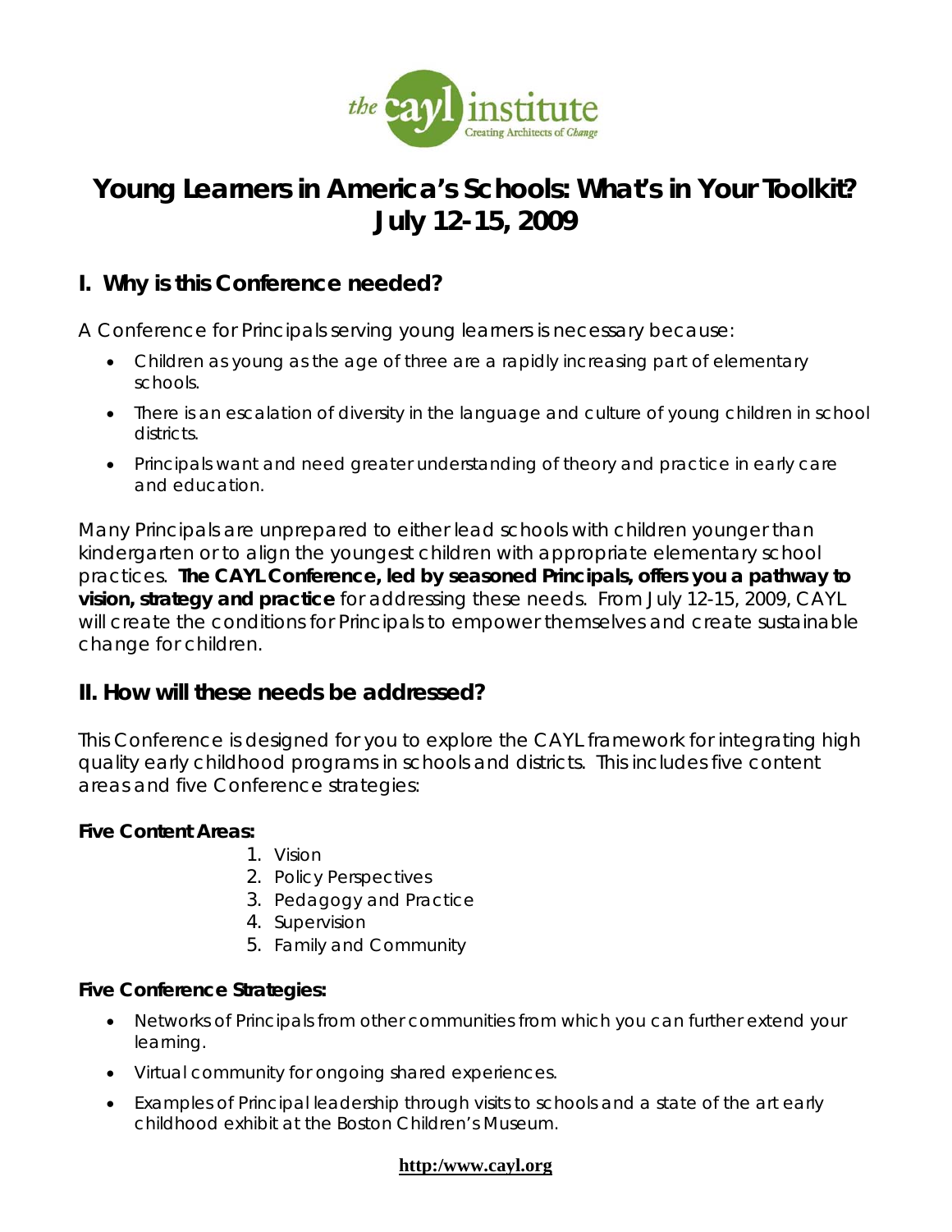the cayl institute
Creating Architects of *Change*

# Young Learners in America's Schools: What's in Your Toolkit?
# July 12-15, 2009

## I. Why is this Conference needed?

A Conference for Principals serving young learners is necessary because:

- Children as young as the age of three are a rapidly increasing part of elementary schools.
- There is an escalation of diversity in the language and culture of young children in school districts.
- Principals want and need greater understanding of theory and practice in early care and education.

Many Principals are unprepared to either lead schools with children younger than kindergarten or to align the youngest children with appropriate elementary school practices. **The CAYL Conference, led by seasoned Principals, offers you a pathway to vision, strategy and practice** for addressing these needs. From July 12-15, 2009, CAYL will create the conditions for Principals to empower themselves and create sustainable change for children.

## II. How will these needs be addressed?

This Conference is designed for you to explore the CAYL framework for integrating high quality early childhood programs in schools and districts. This includes five content areas and five Conference strategies:

**Five Content Areas:**

1. Vision
2. Policy Perspectives
3. Pedagogy and Practice
4. Supervision
5. Family and Community

**Five Conference Strategies:**

- Networks of Principals from other communities from which you can further extend your learning.
- Virtual community for ongoing shared experiences.
- Examples of Principal leadership through visits to schools and a state of the art early childhood exhibit at the Boston Children's Museum.

http:/www.cayl.org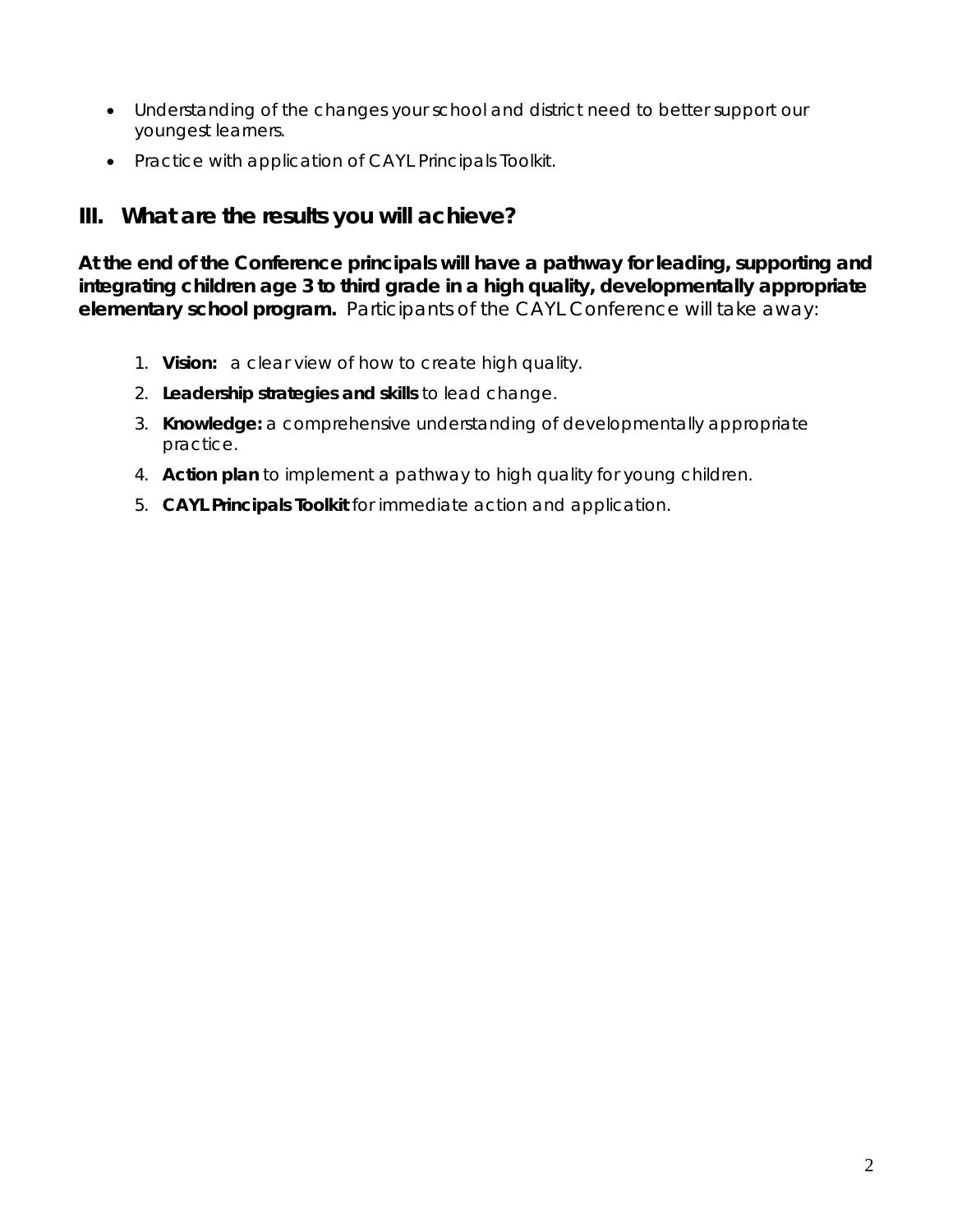- Understanding of the changes your school and district need to better support our youngest learners.
- Practice with application of CAYL Principals Toolkit.

## III. What are the results you will achieve?

**At the end of the Conference principals will have a pathway for leading, supporting and integrating children age 3 to third grade in a high quality, developmentally appropriate elementary school program.** Participants of the CAYL Conference will take away:

1. **Vision:** a clear view of how to create high quality.
2. **Leadership strategies and skills** to lead change.
3. **Knowledge:** a comprehensive understanding of developmentally appropriate practice.
4. **Action plan** to implement a pathway to high quality for young children.
5. **CAYL Principals Toolkit** for immediate action and application.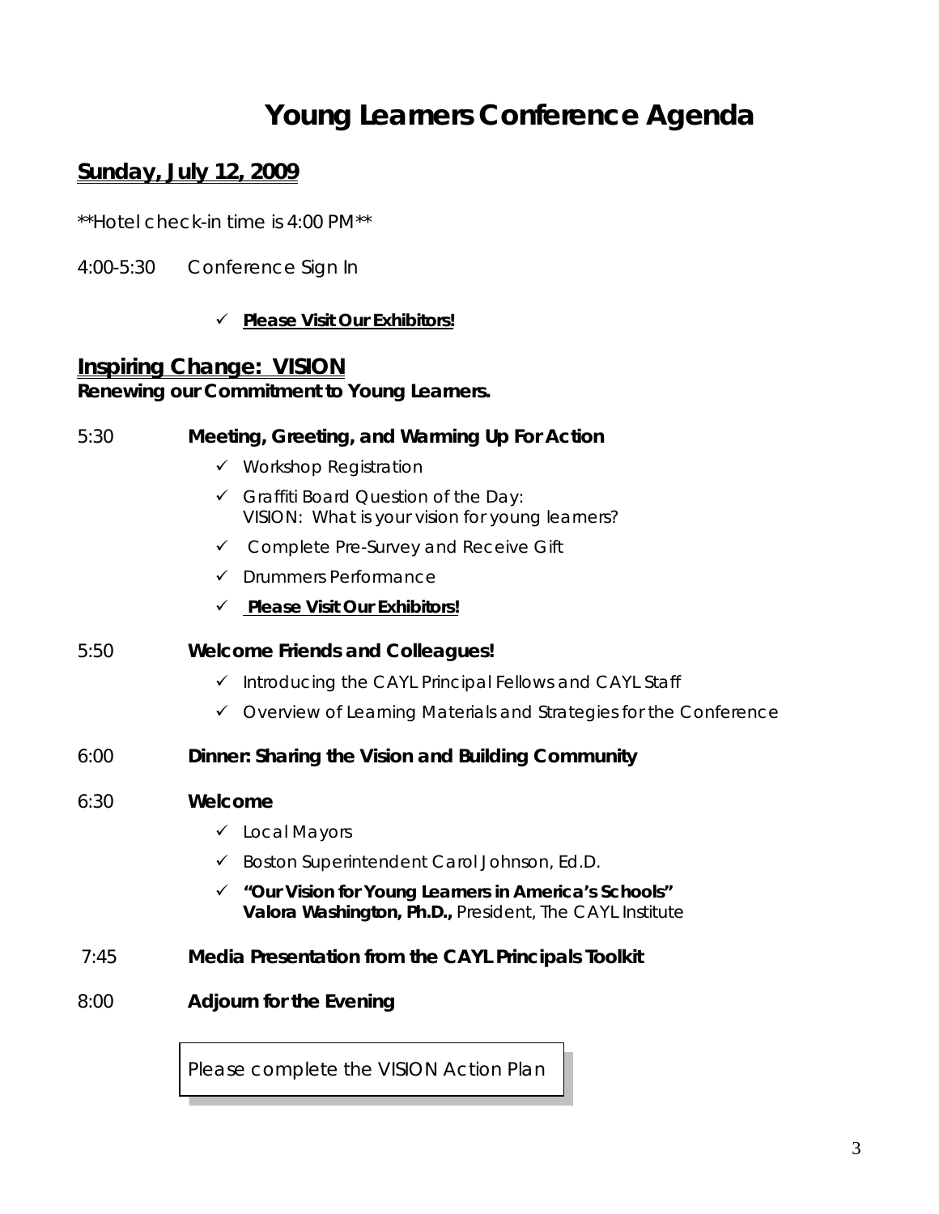# Young Learners Conference Agenda

## Sunday, July 12, 2009

**Hotel check-in time is 4:00 PM**

4:00-5:30 Conference Sign In

- ✓ **Please Visit Our Exhibitors!**

## Inspiring Change: VISION

**Renewing our Commitment to Young Learners.**

5:30 **Meeting, Greeting, and Warming Up For Action**

- ✓ Workshop Registration
- ✓ Graffiti Board Question of the Day:
  VISION: What is your vision for young learners?
- ✓ Complete Pre-Survey and Receive Gift
- ✓ Drummers Performance
- ✓ **Please Visit Our Exhibitors!**

5:50 **Welcome Friends and Colleagues!**

- ✓ Introducing the CAYL Principal Fellows and CAYL Staff
- ✓ Overview of Learning Materials and Strategies for the Conference

6:00 **Dinner: Sharing the Vision and Building Community**

6:30 **Welcome**

- ✓ Local Mayors
- ✓ Boston Superintendent Carol Johnson, Ed.D.
- ✓ **"Our Vision for Young Learners in America's Schools"**
  **Valora Washington, Ph.D.,** President, The CAYL Institute

7:45 **Media Presentation from the CAYL Principals Toolkit**

8:00 **Adjourn for the Evening**

Please complete the VISION Action Plan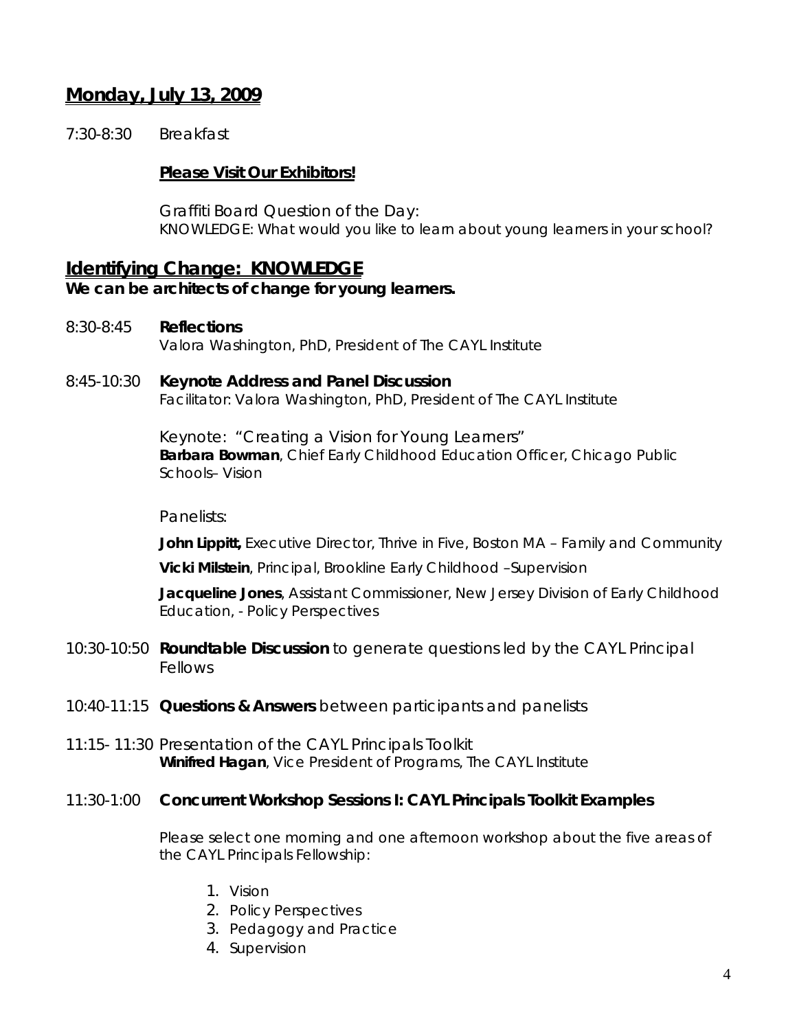## Monday, July 13, 2009

7:30-8:30 Breakfast

**Please Visit Our Exhibitors!**

Graffiti Board Question of the Day:
KNOWLEDGE: What would you like to learn about young learners in your school?

## Identifying Change: KNOWLEDGE

**We can be architects of change for young learners.**

8:30-8:45 **Reflections**
Valora Washington, PhD, President of The CAYL Institute

8:45-10:30 **Keynote Address and Panel Discussion**
Facilitator: Valora Washington, PhD, President of The CAYL Institute

Keynote: "Creating a Vision for Young Learners"
**Barbara Bowman**, Chief Early Childhood Education Officer, Chicago Public Schools– Vision

Panelists:

**John Lippitt,** Executive Director, Thrive in Five, Boston MA – Family and Community

**Vicki Milstein**, Principal, Brookline Early Childhood –Supervision

**Jacqueline Jones**, Assistant Commissioner, New Jersey Division of Early Childhood Education, - Policy Perspectives

10:30-10:50 **Roundtable Discussion** to generate questions led by the CAYL Principal Fellows

10:40-11:15 **Questions & Answers** between participants and panelists

11:15- 11:30 Presentation of the CAYL Principals Toolkit
**Winifred Hagan**, Vice President of Programs, The CAYL Institute

11:30-1:00 **Concurrent Workshop Sessions I: CAYL Principals Toolkit Examples**

Please select one morning and one afternoon workshop about the five areas of the CAYL Principals Fellowship:

1. Vision
2. Policy Perspectives
3. Pedagogy and Practice
4. Supervision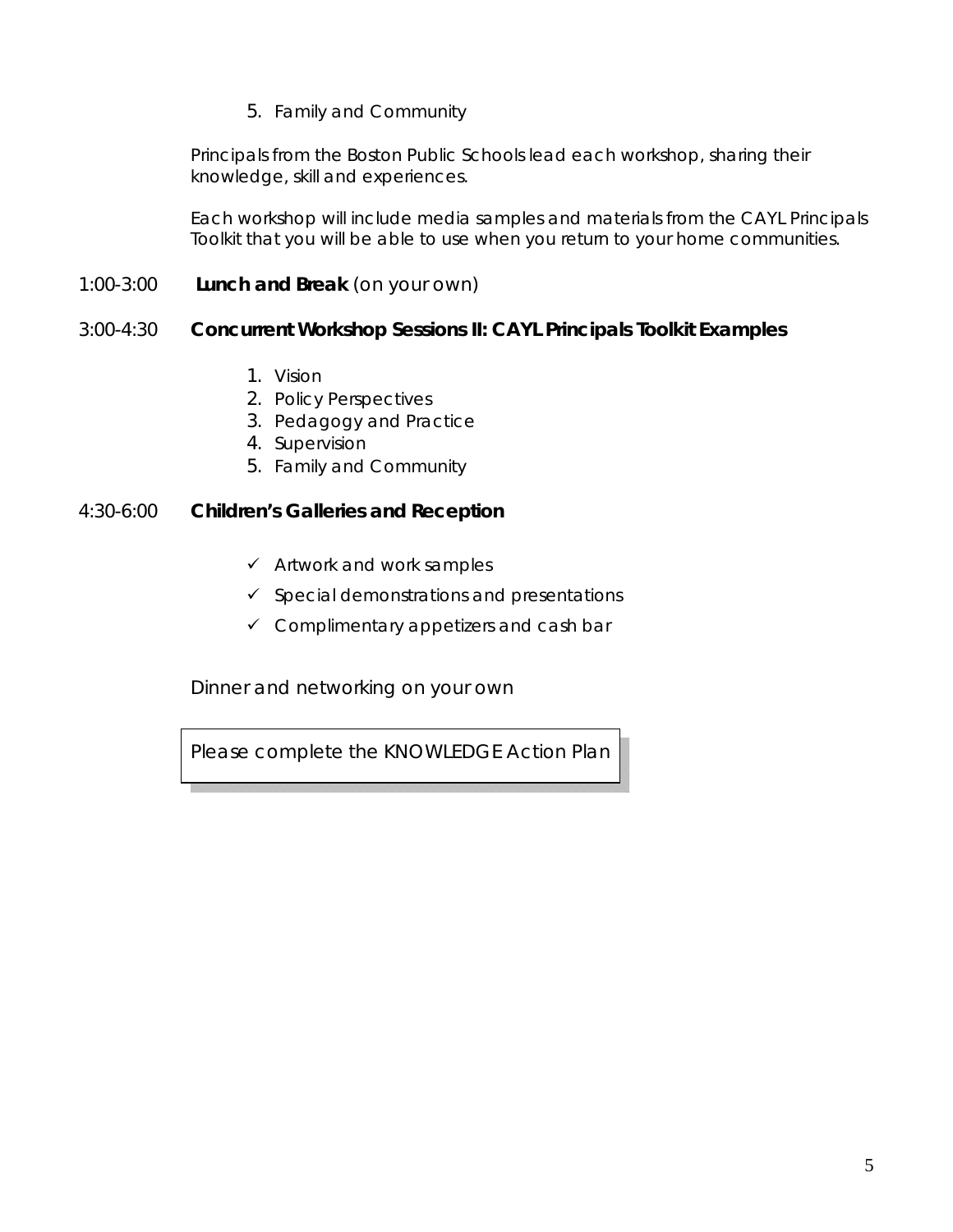5. Family and Community

Principals from the Boston Public Schools lead each workshop, sharing their knowledge, skill and experiences.

Each workshop will include media samples and materials from the CAYL Principals Toolkit that you will be able to use when you return to your home communities.

1:00-3:00 **Lunch and Break** (on your own)

3:00-4:30 **Concurrent Workshop Sessions II: CAYL Principals Toolkit Examples**

1. Vision
2. Policy Perspectives
3. Pedagogy and Practice
4. Supervision
5. Family and Community

4:30-6:00 **Children's Galleries and Reception**

- ✓ Artwork and work samples
- ✓ Special demonstrations and presentations
- ✓ Complimentary appetizers and cash bar

Dinner and networking on your own

Please complete the KNOWLEDGE Action Plan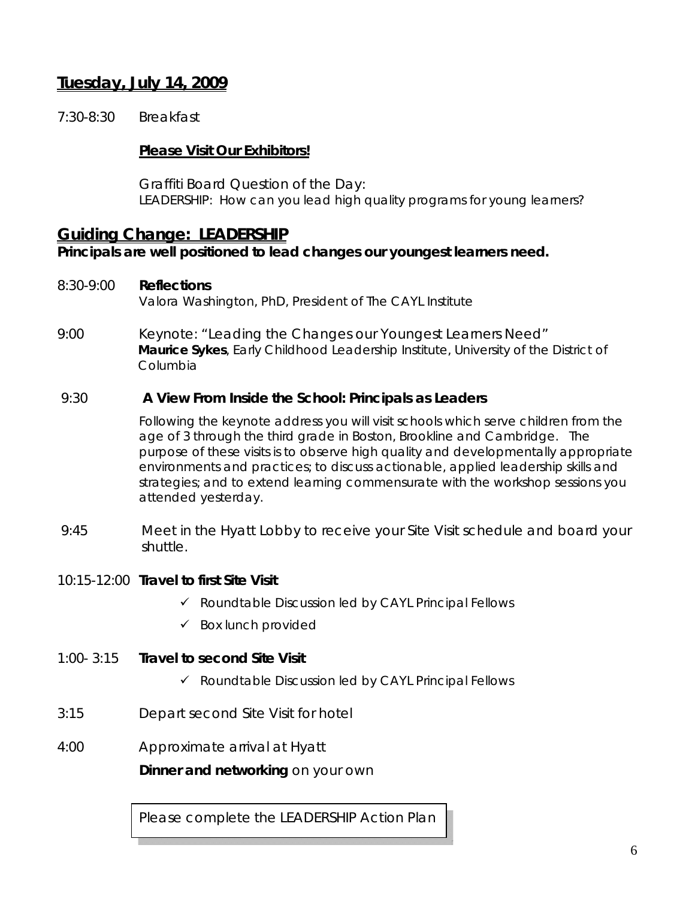## Tuesday, July 14, 2009

7:30-8:30 Breakfast

**Please Visit Our Exhibitors!**

Graffiti Board Question of the Day:
*LEADERSHIP: How can you lead high quality programs for young learners?*

## Guiding Change: LEADERSHIP

**Principals are well positioned to lead changes our youngest learners need.**

8:30-9:00 **Reflections**
Valora Washington, PhD, President of The CAYL Institute

9:00 Keynote: "Leading the Changes our Youngest Learners Need"
**Maurice Sykes**, Early Childhood Leadership Institute, University of the District of Columbia

9:30 **A View From Inside the School: Principals as Leaders**

Following the keynote address you will visit schools which serve children from the age of 3 through the third grade in Boston, Brookline and Cambridge. The purpose of these visits is to observe high quality and developmentally appropriate environments and practices; to discuss actionable, applied leadership skills and strategies; and to extend learning commensurate with the workshop sessions you attended yesterday.

9:45 Meet in the Hyatt Lobby to receive your Site Visit schedule and board your shuttle.

10:15-12:00 **Travel to first Site Visit**

- ✓ Roundtable Discussion led by CAYL Principal Fellows
- ✓ Box lunch provided

1:00- 3:15 **Travel to second Site Visit**

- ✓ Roundtable Discussion led by CAYL Principal Fellows

3:15 Depart second Site Visit for hotel

4:00 Approximate arrival at Hyatt

**Dinner and networking** on your own

Please complete the LEADERSHIP Action Plan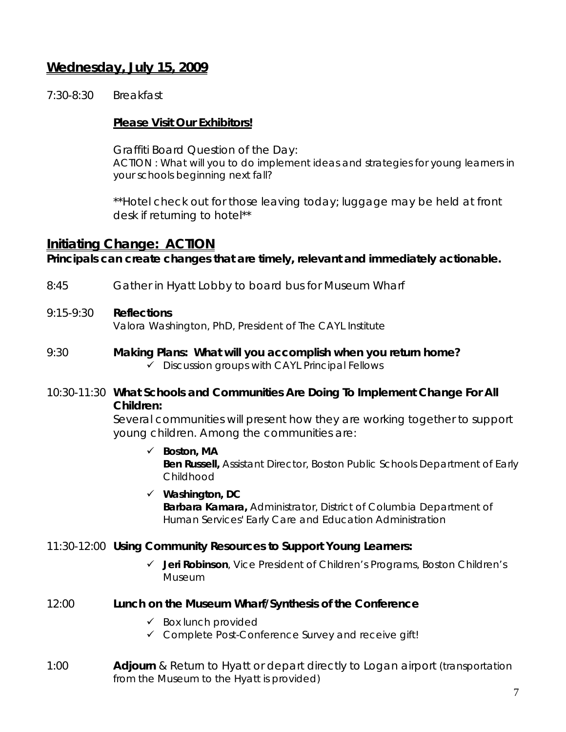## Wednesday, July 15, 2009

7:30-8:30 Breakfast

**Please Visit Our Exhibitors!**

Graffiti Board Question of the Day:
ACTION : What will you to do implement ideas and strategies for young learners in your schools beginning next fall?

**Hotel check out for those leaving today; luggage may be held at front desk if returning to hotel**

## Initiating Change: ACTION

**Principals can create changes that are timely, relevant and immediately actionable.**

8:45 Gather in Hyatt Lobby to board bus for Museum Wharf

9:15-9:30 **Reflections**
Valora Washington, PhD, President of The CAYL Institute

9:30 **Making Plans: What will you accomplish when you return home?**

- ✓ Discussion groups with CAYL Principal Fellows

10:30-11:30 **What Schools and Communities Are Doing To Implement Change For All Children:**
Several communities will present how they are working together to support young children. Among the communities are:

- ✓ **Boston, MA**
  **Ben Russell,** Assistant Director, Boston Public Schools Department of Early Childhood
- ✓ **Washington, DC**
  **Barbara Kamara,** Administrator, District of Columbia Department of Human Services' Early Care and Education Administration

11:30-12:00 **Using Community Resources to Support Young Learners:**

- ✓ **Jeri Robinson**, Vice President of Children's Programs, Boston Children's Museum

12:00 **Lunch on the Museum Wharf/Synthesis of the Conference**

- ✓ Box lunch provided
- ✓ Complete Post-Conference Survey and receive gift!

1:00 **Adjourn** & Return to Hyatt or depart directly to Logan airport (transportation from the Museum to the Hyatt is provided)